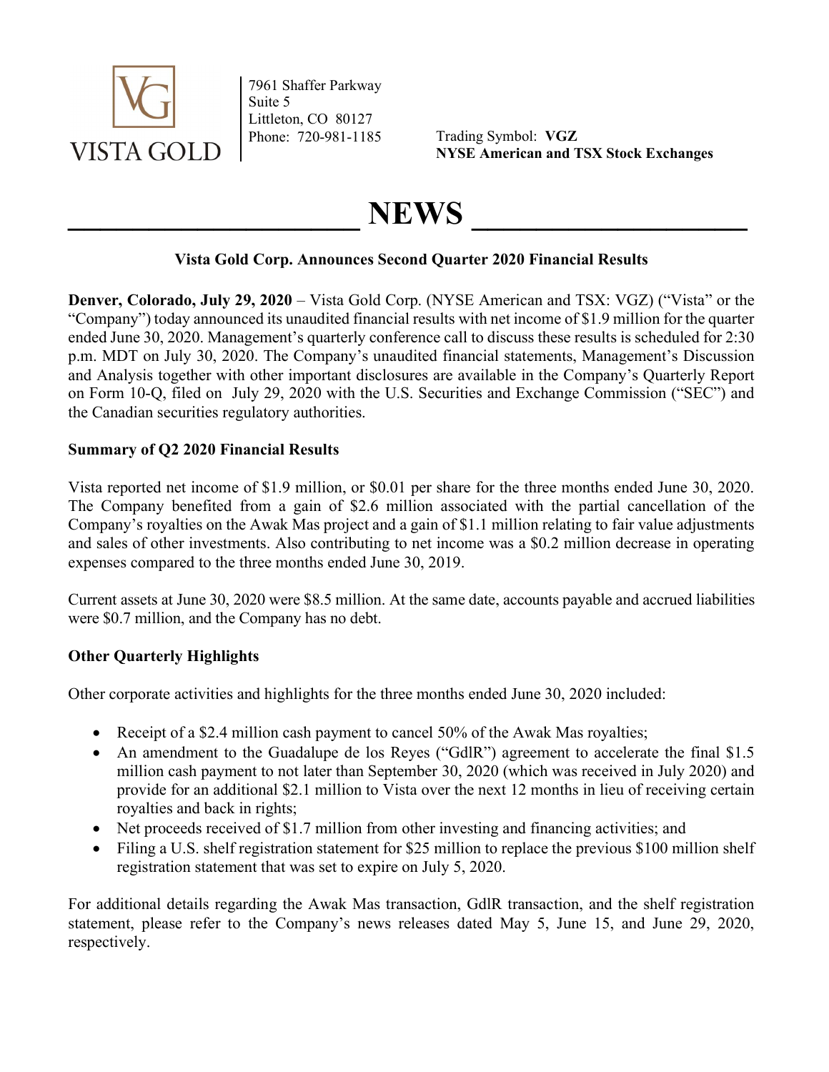VISTA GOLD

7961 Shaffer Parkway
Suite 5
Littleton, CO 80127
Phone: 720-981-1185

Trading Symbol: **VGZ**
**NYSE American and TSX Stock Exchanges**

# NEWS

**Vista Gold Corp. Announces Second Quarter 2020 Financial Results**

**Denver, Colorado, July 29, 2020** – Vista Gold Corp. (NYSE American and TSX: VGZ) ("Vista" or the "Company") today announced its unaudited financial results with net income of $1.9 million for the quarter ended June 30, 2020. Management's quarterly conference call to discuss these results is scheduled for 2:30 p.m. MDT on July 30, 2020. The Company's unaudited financial statements, Management's Discussion and Analysis together with other important disclosures are available in the Company's Quarterly Report on Form 10-Q, filed on July 29, 2020 with the U.S. Securities and Exchange Commission ("SEC") and the Canadian securities regulatory authorities.

### Summary of Q2 2020 Financial Results

Vista reported net income of $1.9 million, or $0.01 per share for the three months ended June 30, 2020. The Company benefited from a gain of $2.6 million associated with the partial cancellation of the Company's royalties on the Awak Mas project and a gain of $1.1 million relating to fair value adjustments and sales of other investments. Also contributing to net income was a $0.2 million decrease in operating expenses compared to the three months ended June 30, 2019.

Current assets at June 30, 2020 were $8.5 million. At the same date, accounts payable and accrued liabilities were $0.7 million, and the Company has no debt.

### Other Quarterly Highlights

Other corporate activities and highlights for the three months ended June 30, 2020 included:

- Receipt of a $2.4 million cash payment to cancel 50% of the Awak Mas royalties;
- An amendment to the Guadalupe de los Reyes ("GdlR") agreement to accelerate the final $1.5 million cash payment to not later than September 30, 2020 (which was received in July 2020) and provide for an additional $2.1 million to Vista over the next 12 months in lieu of receiving certain royalties and back in rights;
- Net proceeds received of $1.7 million from other investing and financing activities; and
- Filing a U.S. shelf registration statement for $25 million to replace the previous $100 million shelf registration statement that was set to expire on July 5, 2020.

For additional details regarding the Awak Mas transaction, GdlR transaction, and the shelf registration statement, please refer to the Company's news releases dated May 5, June 15, and June 29, 2020, respectively.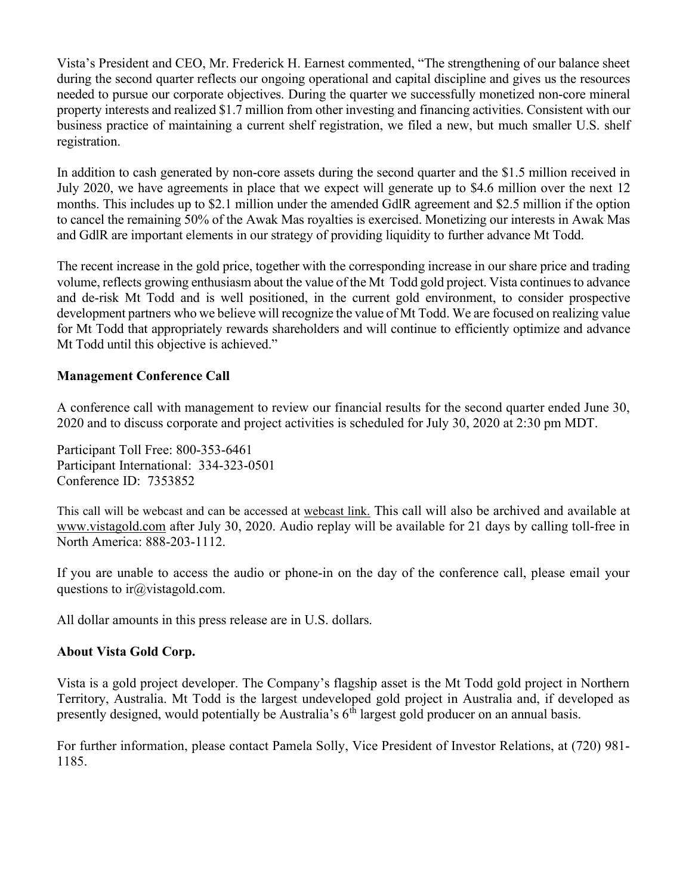Vista's President and CEO, Mr. Frederick H. Earnest commented, "The strengthening of our balance sheet during the second quarter reflects our ongoing operational and capital discipline and gives us the resources needed to pursue our corporate objectives. During the quarter we successfully monetized non-core mineral property interests and realized $1.7 million from other investing and financing activities. Consistent with our business practice of maintaining a current shelf registration, we filed a new, but much smaller U.S. shelf registration.

In addition to cash generated by non-core assets during the second quarter and the $1.5 million received in July 2020, we have agreements in place that we expect will generate up to $4.6 million over the next 12 months. This includes up to $2.1 million under the amended GdlR agreement and $2.5 million if the option to cancel the remaining 50% of the Awak Mas royalties is exercised. Monetizing our interests in Awak Mas and GdlR are important elements in our strategy of providing liquidity to further advance Mt Todd.

The recent increase in the gold price, together with the corresponding increase in our share price and trading volume, reflects growing enthusiasm about the value of the Mt Todd gold project. Vista continues to advance and de-risk Mt Todd and is well positioned, in the current gold environment, to consider prospective development partners who we believe will recognize the value of Mt Todd. We are focused on realizing value for Mt Todd that appropriately rewards shareholders and will continue to efficiently optimize and advance Mt Todd until this objective is achieved."

**Management Conference Call**

A conference call with management to review our financial results for the second quarter ended June 30, 2020 and to discuss corporate and project activities is scheduled for July 30, 2020 at 2:30 pm MDT.

Participant Toll Free: 800-353-6461
Participant International: 334-323-0501
Conference ID: 7353852

This call will be webcast and can be accessed at webcast link. This call will also be archived and available at www.vistagold.com after July 30, 2020. Audio replay will be available for 21 days by calling toll-free in North America: 888-203-1112.

If you are unable to access the audio or phone-in on the day of the conference call, please email your questions to ir@vistagold.com.

All dollar amounts in this press release are in U.S. dollars.

**About Vista Gold Corp.**

Vista is a gold project developer. The Company's flagship asset is the Mt Todd gold project in Northern Territory, Australia. Mt Todd is the largest undeveloped gold project in Australia and, if developed as presently designed, would potentially be Australia's 6th largest gold producer on an annual basis.

For further information, please contact Pamela Solly, Vice President of Investor Relations, at (720) 981-1185.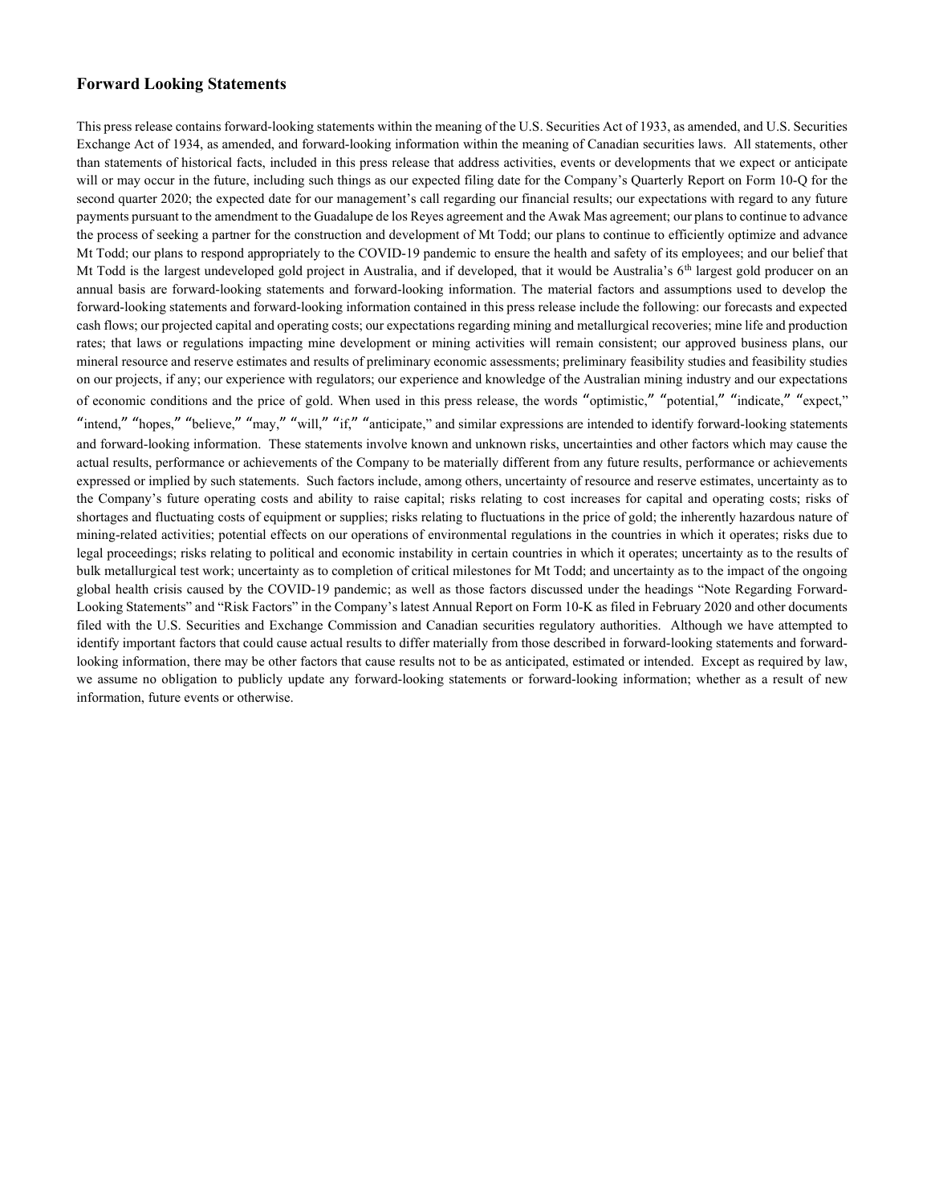## Forward Looking Statements

This press release contains forward-looking statements within the meaning of the U.S. Securities Act of 1933, as amended, and U.S. Securities Exchange Act of 1934, as amended, and forward-looking information within the meaning of Canadian securities laws. All statements, other than statements of historical facts, included in this press release that address activities, events or developments that we expect or anticipate will or may occur in the future, including such things as our expected filing date for the Company's Quarterly Report on Form 10-Q for the second quarter 2020; the expected date for our management's call regarding our financial results; our expectations with regard to any future payments pursuant to the amendment to the Guadalupe de los Reyes agreement and the Awak Mas agreement; our plans to continue to advance the process of seeking a partner for the construction and development of Mt Todd; our plans to continue to efficiently optimize and advance Mt Todd; our plans to respond appropriately to the COVID-19 pandemic to ensure the health and safety of its employees; and our belief that Mt Todd is the largest undeveloped gold project in Australia, and if developed, that it would be Australia's 6th largest gold producer on an annual basis are forward-looking statements and forward-looking information. The material factors and assumptions used to develop the forward-looking statements and forward-looking information contained in this press release include the following: our forecasts and expected cash flows; our projected capital and operating costs; our expectations regarding mining and metallurgical recoveries; mine life and production rates; that laws or regulations impacting mine development or mining activities will remain consistent; our approved business plans, our mineral resource and reserve estimates and results of preliminary economic assessments; preliminary feasibility studies and feasibility studies on our projects, if any; our experience with regulators; our experience and knowledge of the Australian mining industry and our expectations of economic conditions and the price of gold. When used in this press release, the words "optimistic," "potential," "indicate," "expect," "intend," "hopes," "believe," "may," "will," "if," "anticipate," and similar expressions are intended to identify forward-looking statements and forward-looking information. These statements involve known and unknown risks, uncertainties and other factors which may cause the actual results, performance or achievements of the Company to be materially different from any future results, performance or achievements expressed or implied by such statements. Such factors include, among others, uncertainty of resource and reserve estimates, uncertainty as to the Company's future operating costs and ability to raise capital; risks relating to cost increases for capital and operating costs; risks of shortages and fluctuating costs of equipment or supplies; risks relating to fluctuations in the price of gold; the inherently hazardous nature of mining-related activities; potential effects on our operations of environmental regulations in the countries in which it operates; risks due to legal proceedings; risks relating to political and economic instability in certain countries in which it operates; uncertainty as to the results of bulk metallurgical test work; uncertainty as to completion of critical milestones for Mt Todd; and uncertainty as to the impact of the ongoing global health crisis caused by the COVID-19 pandemic; as well as those factors discussed under the headings "Note Regarding Forward-Looking Statements" and "Risk Factors" in the Company's latest Annual Report on Form 10-K as filed in February 2020 and other documents filed with the U.S. Securities and Exchange Commission and Canadian securities regulatory authorities. Although we have attempted to identify important factors that could cause actual results to differ materially from those described in forward-looking statements and forward-looking information, there may be other factors that cause results not to be as anticipated, estimated or intended. Except as required by law, we assume no obligation to publicly update any forward-looking statements or forward-looking information; whether as a result of new information, future events or otherwise.